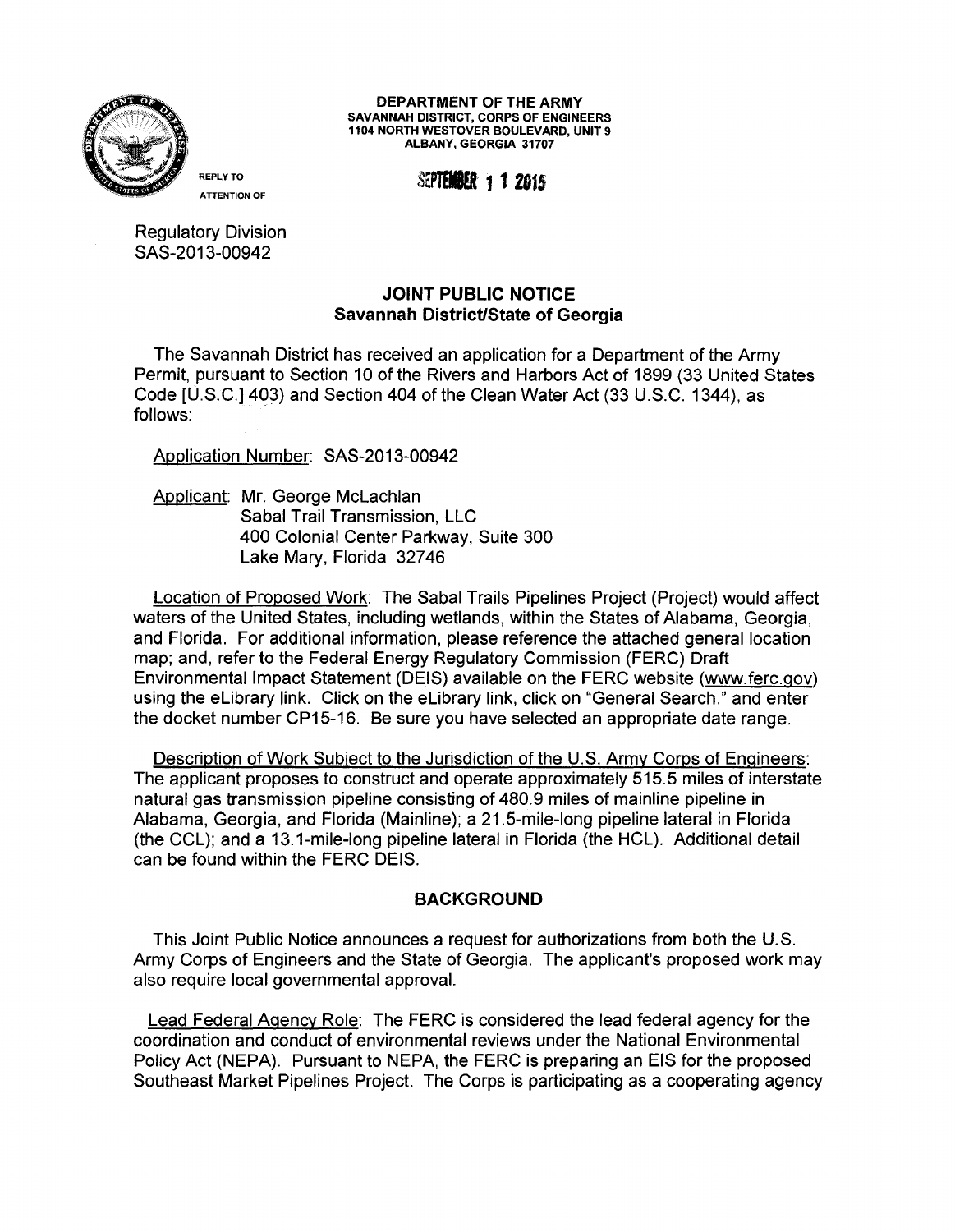**DEPARTMENT OF THE ARMY**
**SAVANNAH DISTRICT, CORPS OF ENGINEERS**
**1104 NORTH WESTOVER BOULEVARD, UNIT 9**
**ALBANY, GEORGIA 31707**

REPLY TO
ATTENTION OF

**SEPTEMBER 1 1 2015**

Regulatory Division
SAS-2013-00942

## JOINT PUBLIC NOTICE
### Savannah District/State of Georgia

The Savannah District has received an application for a Department of the Army Permit, pursuant to Section 10 of the Rivers and Harbors Act of 1899 (33 United States Code [U.S.C.] 403) and Section 404 of the Clean Water Act (33 U.S.C. 1344), as follows:

Application Number: SAS-2013-00942

Applicant: Mr. George McLachlan
Sabal Trail Transmission, LLC
400 Colonial Center Parkway, Suite 300
Lake Mary, Florida 32746

Location of Proposed Work: The Sabal Trails Pipelines Project (Project) would affect waters of the United States, including wetlands, within the States of Alabama, Georgia, and Florida. For additional information, please reference the attached general location map; and, refer to the Federal Energy Regulatory Commission (FERC) Draft Environmental Impact Statement (DEIS) available on the FERC website (www.ferc.gov) using the eLibrary link. Click on the eLibrary link, click on "General Search," and enter the docket number CP15-16. Be sure you have selected an appropriate date range.

Description of Work Subject to the Jurisdiction of the U.S. Army Corps of Engineers: The applicant proposes to construct and operate approximately 515.5 miles of interstate natural gas transmission pipeline consisting of 480.9 miles of mainline pipeline in Alabama, Georgia, and Florida (Mainline); a 21.5-mile-long pipeline lateral in Florida (the CCL); and a 13.1-mile-long pipeline lateral in Florida (the HCL). Additional detail can be found within the FERC DEIS.

## BACKGROUND

This Joint Public Notice announces a request for authorizations from both the U.S. Army Corps of Engineers and the State of Georgia. The applicant's proposed work may also require local governmental approval.

Lead Federal Agency Role: The FERC is considered the lead federal agency for the coordination and conduct of environmental reviews under the National Environmental Policy Act (NEPA). Pursuant to NEPA, the FERC is preparing an EIS for the proposed Southeast Market Pipelines Project. The Corps is participating as a cooperating agency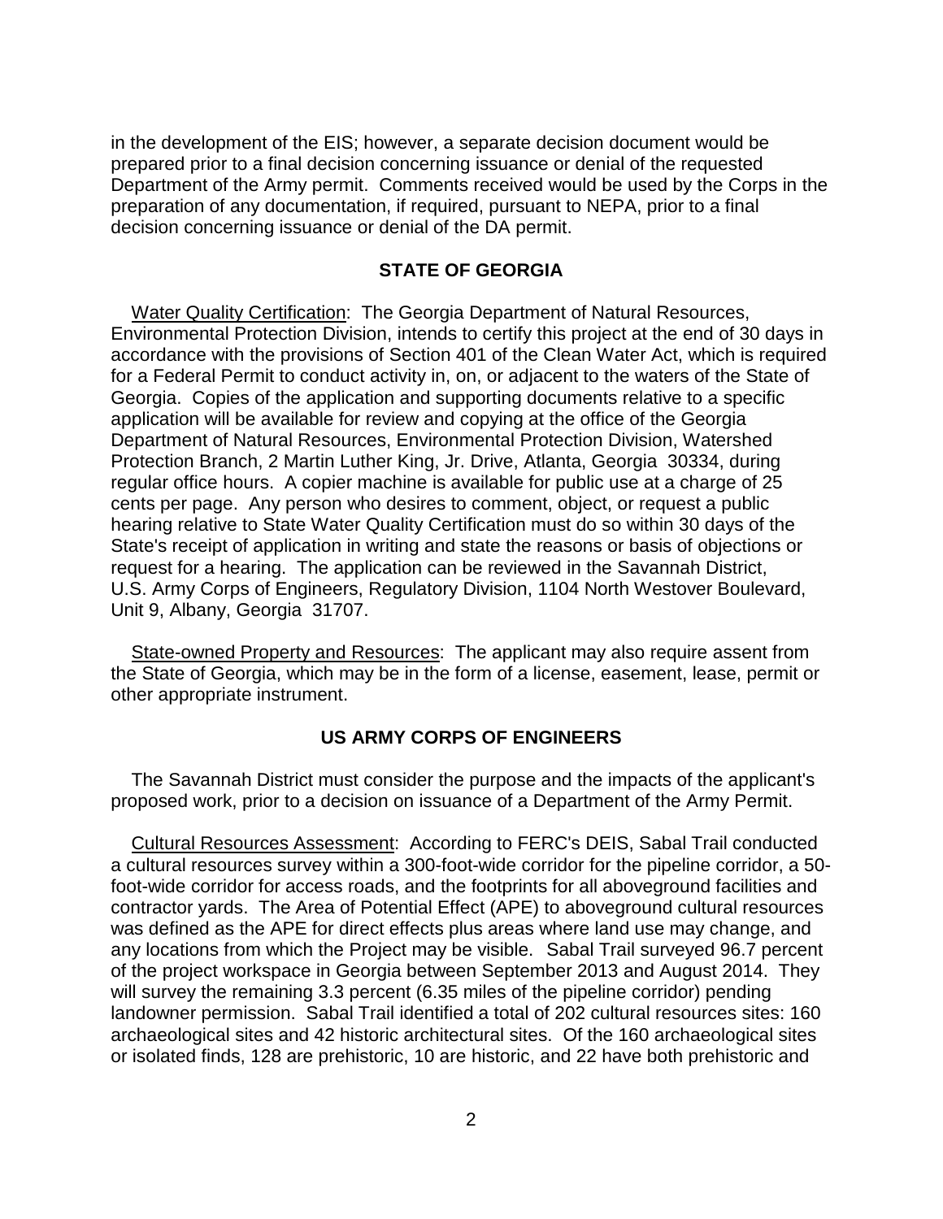in the development of the EIS; however, a separate decision document would be prepared prior to a final decision concerning issuance or denial of the requested Department of the Army permit. Comments received would be used by the Corps in the preparation of any documentation, if required, pursuant to NEPA, prior to a final decision concerning issuance or denial of the DA permit.

## STATE OF GEORGIA

Water Quality Certification: The Georgia Department of Natural Resources, Environmental Protection Division, intends to certify this project at the end of 30 days in accordance with the provisions of Section 401 of the Clean Water Act, which is required for a Federal Permit to conduct activity in, on, or adjacent to the waters of the State of Georgia. Copies of the application and supporting documents relative to a specific application will be available for review and copying at the office of the Georgia Department of Natural Resources, Environmental Protection Division, Watershed Protection Branch, 2 Martin Luther King, Jr. Drive, Atlanta, Georgia 30334, during regular office hours. A copier machine is available for public use at a charge of 25 cents per page. Any person who desires to comment, object, or request a public hearing relative to State Water Quality Certification must do so within 30 days of the State's receipt of application in writing and state the reasons or basis of objections or request for a hearing. The application can be reviewed in the Savannah District, U.S. Army Corps of Engineers, Regulatory Division, 1104 North Westover Boulevard, Unit 9, Albany, Georgia 31707.

State-owned Property and Resources: The applicant may also require assent from the State of Georgia, which may be in the form of a license, easement, lease, permit or other appropriate instrument.

## US ARMY CORPS OF ENGINEERS

The Savannah District must consider the purpose and the impacts of the applicant's proposed work, prior to a decision on issuance of a Department of the Army Permit.

Cultural Resources Assessment: According to FERC's DEIS, Sabal Trail conducted a cultural resources survey within a 300-foot-wide corridor for the pipeline corridor, a 50-foot-wide corridor for access roads, and the footprints for all aboveground facilities and contractor yards. The Area of Potential Effect (APE) to aboveground cultural resources was defined as the APE for direct effects plus areas where land use may change, and any locations from which the Project may be visible. Sabal Trail surveyed 96.7 percent of the project workspace in Georgia between September 2013 and August 2014. They will survey the remaining 3.3 percent (6.35 miles of the pipeline corridor) pending landowner permission. Sabal Trail identified a total of 202 cultural resources sites: 160 archaeological sites and 42 historic architectural sites. Of the 160 archaeological sites or isolated finds, 128 are prehistoric, 10 are historic, and 22 have both prehistoric and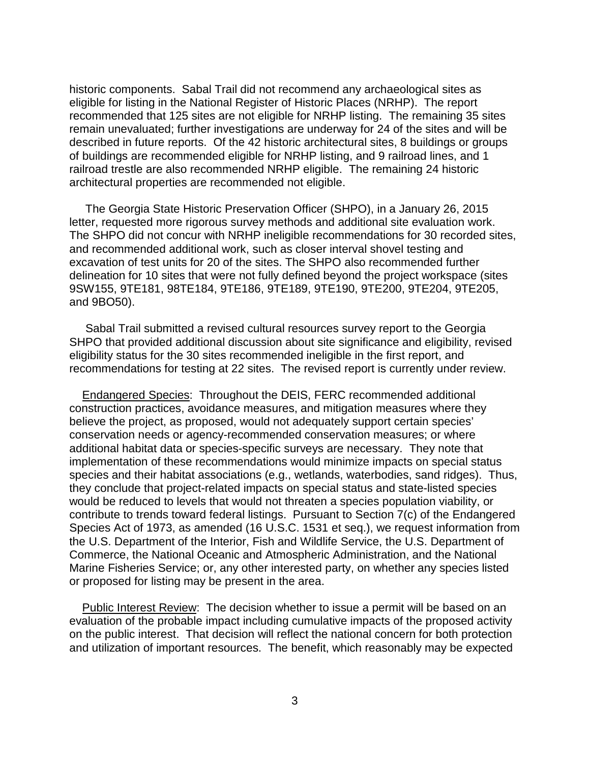historic components. Sabal Trail did not recommend any archaeological sites as eligible for listing in the National Register of Historic Places (NRHP). The report recommended that 125 sites are not eligible for NRHP listing. The remaining 35 sites remain unevaluated; further investigations are underway for 24 of the sites and will be described in future reports. Of the 42 historic architectural sites, 8 buildings or groups of buildings are recommended eligible for NRHP listing, and 9 railroad lines, and 1 railroad trestle are also recommended NRHP eligible. The remaining 24 historic architectural properties are recommended not eligible.

The Georgia State Historic Preservation Officer (SHPO), in a January 26, 2015 letter, requested more rigorous survey methods and additional site evaluation work. The SHPO did not concur with NRHP ineligible recommendations for 30 recorded sites, and recommended additional work, such as closer interval shovel testing and excavation of test units for 20 of the sites. The SHPO also recommended further delineation for 10 sites that were not fully defined beyond the project workspace (sites 9SW155, 9TE181, 98TE184, 9TE186, 9TE189, 9TE190, 9TE200, 9TE204, 9TE205, and 9BO50).

Sabal Trail submitted a revised cultural resources survey report to the Georgia SHPO that provided additional discussion about site significance and eligibility, revised eligibility status for the 30 sites recommended ineligible in the first report, and recommendations for testing at 22 sites. The revised report is currently under review.

<u>Endangered Species</u>: Throughout the DEIS, FERC recommended additional construction practices, avoidance measures, and mitigation measures where they believe the project, as proposed, would not adequately support certain species' conservation needs or agency-recommended conservation measures; or where additional habitat data or species-specific surveys are necessary. They note that implementation of these recommendations would minimize impacts on special status species and their habitat associations (e.g., wetlands, waterbodies, sand ridges). Thus, they conclude that project-related impacts on special status and state-listed species would be reduced to levels that would not threaten a species population viability, or contribute to trends toward federal listings. Pursuant to Section 7(c) of the Endangered Species Act of 1973, as amended (16 U.S.C. 1531 et seq.), we request information from the U.S. Department of the Interior, Fish and Wildlife Service, the U.S. Department of Commerce, the National Oceanic and Atmospheric Administration, and the National Marine Fisheries Service; or, any other interested party, on whether any species listed or proposed for listing may be present in the area.

<u>Public Interest Review</u>: The decision whether to issue a permit will be based on an evaluation of the probable impact including cumulative impacts of the proposed activity on the public interest. That decision will reflect the national concern for both protection and utilization of important resources. The benefit, which reasonably may be expected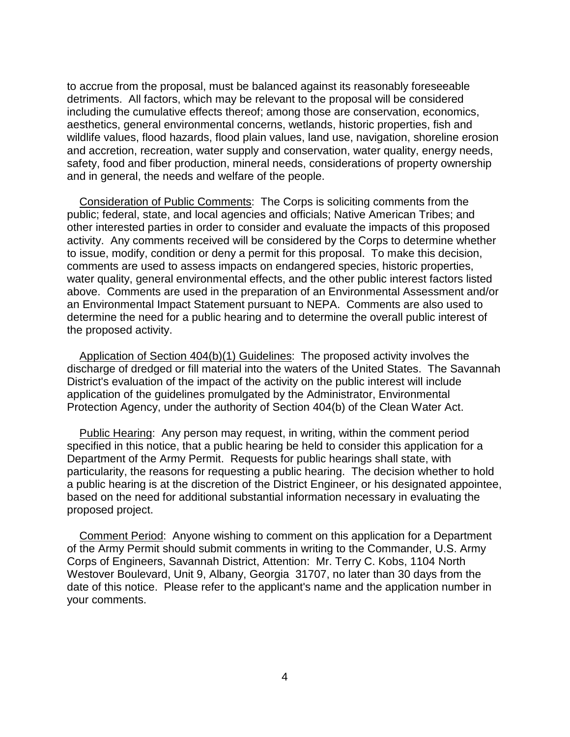to accrue from the proposal, must be balanced against its reasonably foreseeable detriments. All factors, which may be relevant to the proposal will be considered including the cumulative effects thereof; among those are conservation, economics, aesthetics, general environmental concerns, wetlands, historic properties, fish and wildlife values, flood hazards, flood plain values, land use, navigation, shoreline erosion and accretion, recreation, water supply and conservation, water quality, energy needs, safety, food and fiber production, mineral needs, considerations of property ownership and in general, the needs and welfare of the people.

Consideration of Public Comments: The Corps is soliciting comments from the public; federal, state, and local agencies and officials; Native American Tribes; and other interested parties in order to consider and evaluate the impacts of this proposed activity. Any comments received will be considered by the Corps to determine whether to issue, modify, condition or deny a permit for this proposal. To make this decision, comments are used to assess impacts on endangered species, historic properties, water quality, general environmental effects, and the other public interest factors listed above. Comments are used in the preparation of an Environmental Assessment and/or an Environmental Impact Statement pursuant to NEPA. Comments are also used to determine the need for a public hearing and to determine the overall public interest of the proposed activity.

Application of Section 404(b)(1) Guidelines: The proposed activity involves the discharge of dredged or fill material into the waters of the United States. The Savannah District's evaluation of the impact of the activity on the public interest will include application of the guidelines promulgated by the Administrator, Environmental Protection Agency, under the authority of Section 404(b) of the Clean Water Act.

Public Hearing: Any person may request, in writing, within the comment period specified in this notice, that a public hearing be held to consider this application for a Department of the Army Permit. Requests for public hearings shall state, with particularity, the reasons for requesting a public hearing. The decision whether to hold a public hearing is at the discretion of the District Engineer, or his designated appointee, based on the need for additional substantial information necessary in evaluating the proposed project.

Comment Period: Anyone wishing to comment on this application for a Department of the Army Permit should submit comments in writing to the Commander, U.S. Army Corps of Engineers, Savannah District, Attention: Mr. Terry C. Kobs, 1104 North Westover Boulevard, Unit 9, Albany, Georgia 31707, no later than 30 days from the date of this notice. Please refer to the applicant's name and the application number in your comments.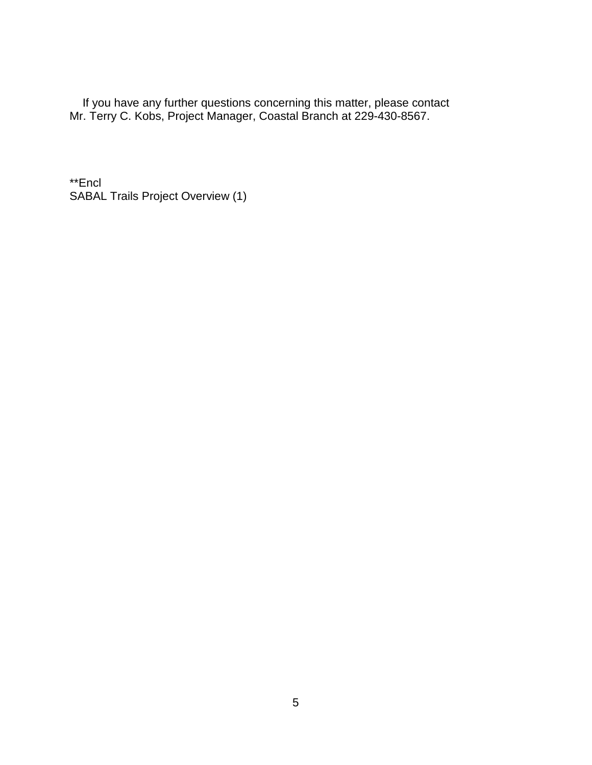If you have any further questions concerning this matter, please contact Mr. Terry C. Kobs, Project Manager, Coastal Branch at 229-430-8567.

**Encl
SABAL Trails Project Overview (1)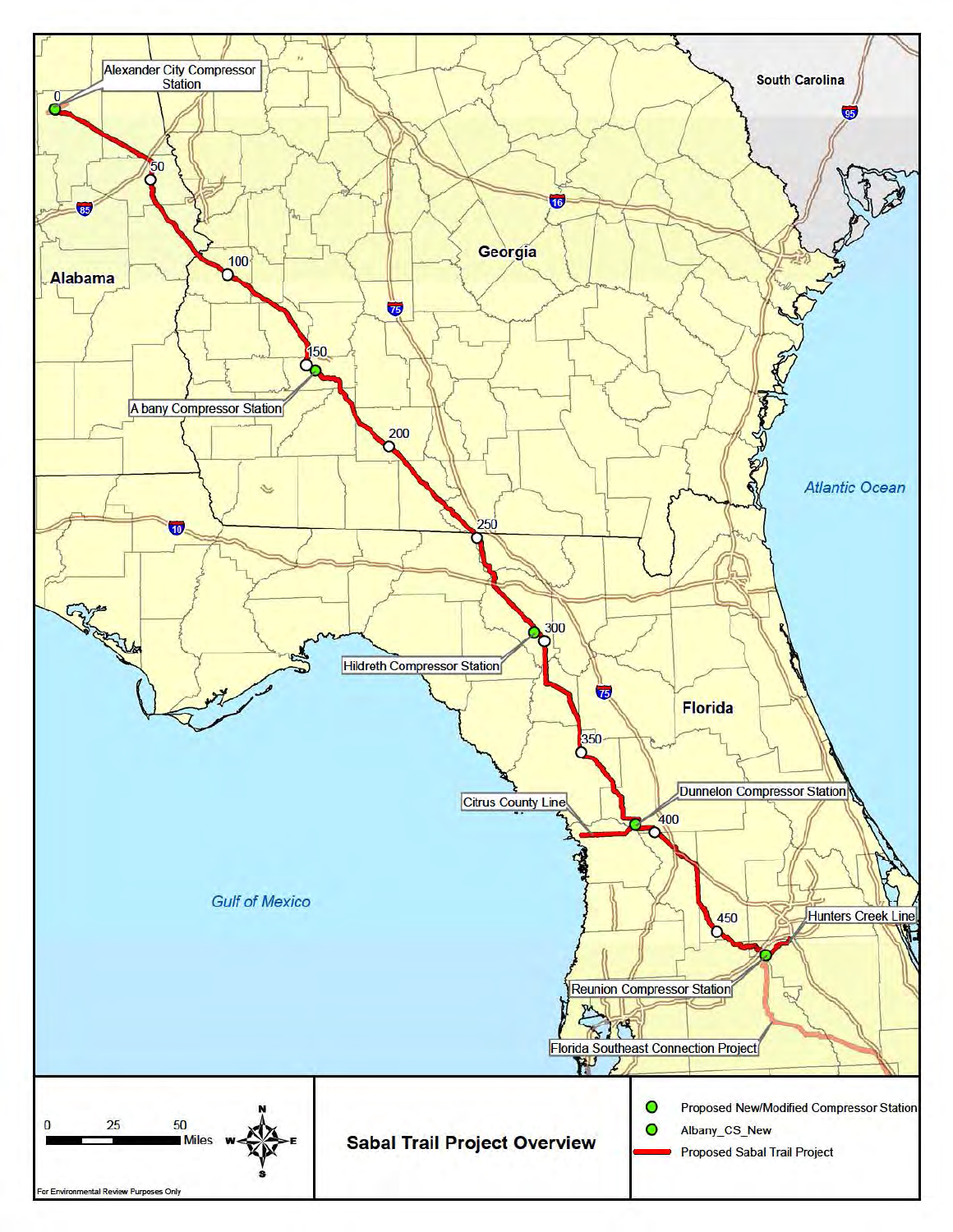Alexander City Compressor Station

0

50

100

150

A bany Compressor Station

200

250

300

Hildreth Compressor Station

350

Citrus County Line

Dunnelon Compressor Station

400

450

Hunters Creek Line

Reunion Compressor Station

Florida Southeast Connection Project

South Carolina

Georgia

Alabama

Florida

Atlantic Ocean

Gulf of Mexico

95

16

85

75

10

0 25 50 Miles

N S E W

For Environmental Review Purposes Only

**Sabal Trail Project Overview**

Proposed New/Modified Compressor Station

Albany_CS_New

Proposed Sabal Trail Project